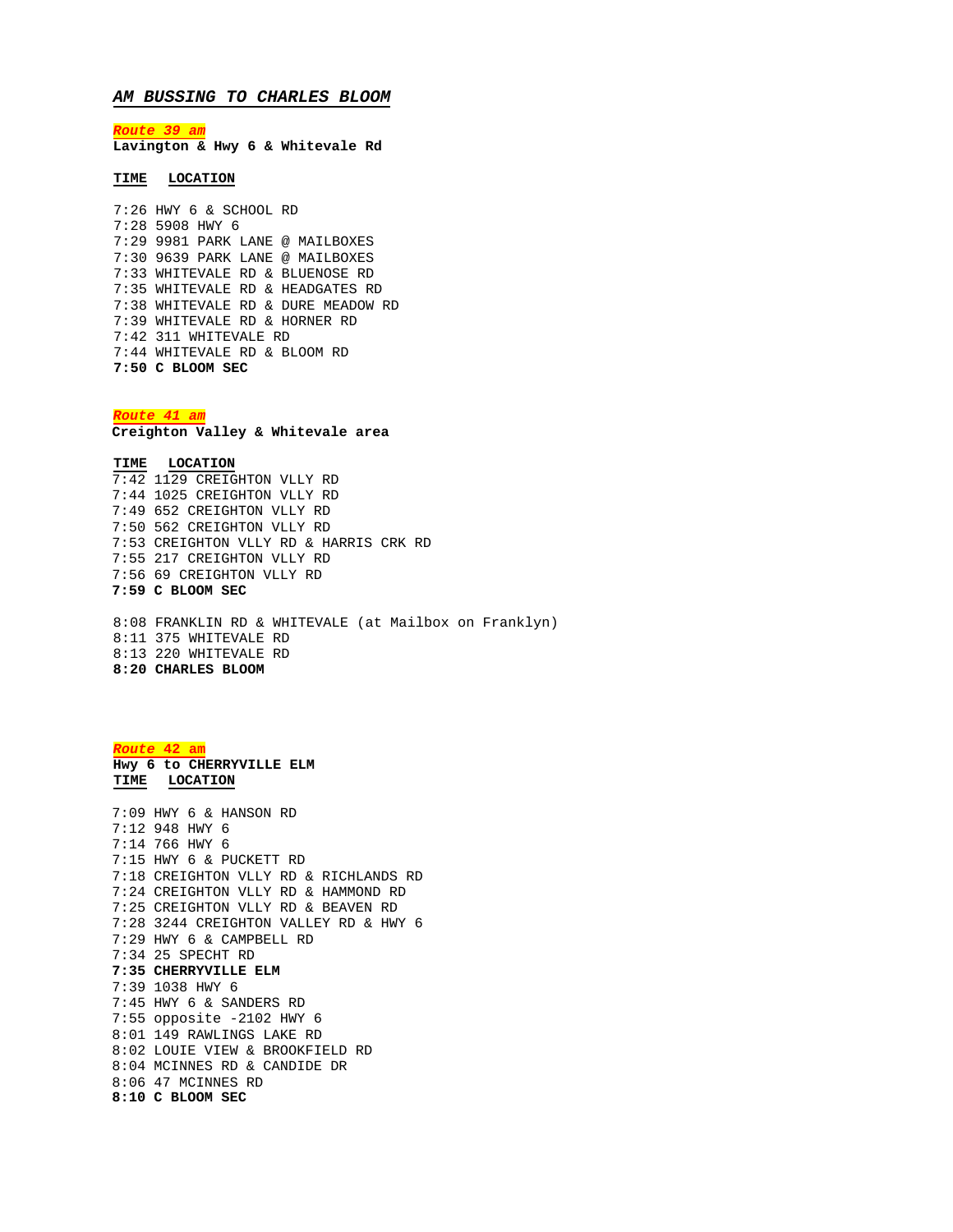# *AM BUSSING TO CHARLES BLOOM*

***Route 39 am***
**Lavington & Hwy 6 & Whitevale Rd**

| TIME | LOCATION |
|---|---|
| 7:26 | HWY 6 & SCHOOL RD |
| 7:28 | 5908 HWY 6 |
| 7:29 | 9981 PARK LANE @ MAILBOXES |
| 7:30 | 9639 PARK LANE @ MAILBOXES |
| 7:33 | WHITEVALE RD & BLUENOSE RD |
| 7:35 | WHITEVALE RD & HEADGATES RD |
| 7:38 | WHITEVALE RD & DURE MEADOW RD |
| 7:39 | WHITEVALE RD & HORNER RD |
| 7:42 | 311 WHITEVALE RD |
| 7:44 | WHITEVALE RD & BLOOM RD |
| **7:50** | **C BLOOM SEC** |

***Route 41 am***
**Creighton Valley & Whitevale area**

| TIME | LOCATION |
|---|---|
| 7:42 | 1129 CREIGHTON VLLY RD |
| 7:44 | 1025 CREIGHTON VLLY RD |
| 7:49 | 652 CREIGHTON VLLY RD |
| 7:50 | 562 CREIGHTON VLLY RD |
| 7:53 | CREIGHTON VLLY RD & HARRIS CRK RD |
| 7:55 | 217 CREIGHTON VLLY RD |
| 7:56 | 69 CREIGHTON VLLY RD |
| **7:59** | **C BLOOM SEC** |
| 8:08 | FRANKLIN RD & WHITEVALE (at Mailbox on Franklyn) |
| 8:11 | 375 WHITEVALE RD |
| 8:13 | 220 WHITEVALE RD |
| **8:20** | **CHARLES BLOOM** |

***Route 42 am***
**Hwy 6 to CHERRYVILLE ELM**

| TIME | LOCATION |
|---|---|
| 7:09 | HWY 6 & HANSON RD |
| 7:12 | 948 HWY 6 |
| 7:14 | 766 HWY 6 |
| 7:15 | HWY 6 & PUCKETT RD |
| 7:18 | CREIGHTON VLLY RD & RICHLANDS RD |
| 7:24 | CREIGHTON VLLY RD & HAMMOND RD |
| 7:25 | CREIGHTON VLLY RD & BEAVEN RD |
| 7:28 | 3244 CREIGHTON VALLEY RD & HWY 6 |
| 7:29 | HWY 6 & CAMPBELL RD |
| 7:34 | 25 SPECHT RD |
| **7:35** | **CHERRYVILLE ELM** |
| 7:39 | 1038 HWY 6 |
| 7:45 | HWY 6 & SANDERS RD |
| 7:55 | opposite -2102 HWY 6 |
| 8:01 | 149 RAWLINGS LAKE RD |
| 8:02 | LOUIE VIEW & BROOKFIELD RD |
| 8:04 | MCINNES RD & CANDIDE DR |
| 8:06 | 47 MCINNES RD |
| **8:10** | **C BLOOM SEC** |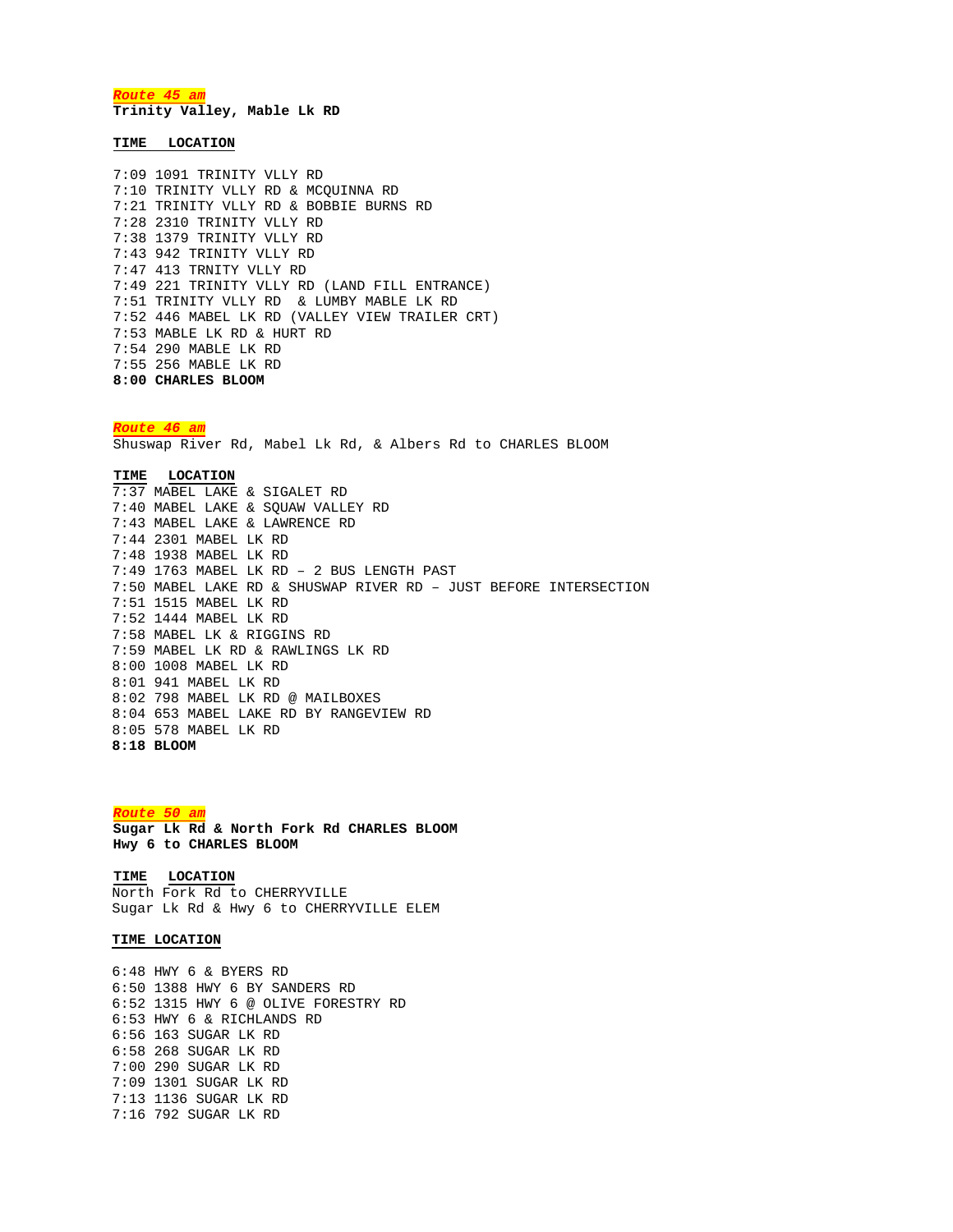***Route 45 am***

**Trinity Valley, Mable Lk RD**

**TIME LOCATION**

7:09 1091 TRINITY VLLY RD
7:10 TRINITY VLLY RD & MCQUINNA RD
7:21 TRINITY VLLY RD & BOBBIE BURNS RD
7:28 2310 TRINITY VLLY RD
7:38 1379 TRINITY VLLY RD
7:43 942 TRINITY VLLY RD
7:47 413 TRNITY VLLY RD
7:49 221 TRINITY VLLY RD (LAND FILL ENTRANCE)
7:51 TRINITY VLLY RD & LUMBY MABLE LK RD
7:52 446 MABEL LK RD (VALLEY VIEW TRAILER CRT)
7:53 MABLE LK RD & HURT RD
7:54 290 MABLE LK RD
7:55 256 MABLE LK RD
**8:00 CHARLES BLOOM**

***Route 46 am***

Shuswap River Rd, Mabel Lk Rd, & Albers Rd to CHARLES BLOOM

**TIME LOCATION**

7:37 MABEL LAKE & SIGALET RD
7:40 MABEL LAKE & SQUAW VALLEY RD
7:43 MABEL LAKE & LAWRENCE RD
7:44 2301 MABEL LK RD
7:48 1938 MABEL LK RD
7:49 1763 MABEL LK RD – 2 BUS LENGTH PAST
7:50 MABEL LAKE RD & SHUSWAP RIVER RD – JUST BEFORE INTERSECTION
7:51 1515 MABEL LK RD
7:52 1444 MABEL LK RD
7:58 MABEL LK & RIGGINS RD
7:59 MABEL LK RD & RAWLINGS LK RD
8:00 1008 MABEL LK RD
8:01 941 MABEL LK RD
8:02 798 MABEL LK RD @ MAILBOXES
8:04 653 MABEL LAKE RD BY RANGEVIEW RD
8:05 578 MABEL LK RD
**8:18 BLOOM**

***Route 50 am***

**Sugar Lk Rd & North Fork Rd CHARLES BLOOM**
**Hwy 6 to CHARLES BLOOM**

**TIME LOCATION**

North Fork Rd to CHERRYVILLE
Sugar Lk Rd & Hwy 6 to CHERRYVILLE ELEM

**TIME LOCATION**

6:48 HWY 6 & BYERS RD
6:50 1388 HWY 6 BY SANDERS RD
6:52 1315 HWY 6 @ OLIVE FORESTRY RD
6:53 HWY 6 & RICHLANDS RD
6:56 163 SUGAR LK RD
6:58 268 SUGAR LK RD
7:00 290 SUGAR LK RD
7:09 1301 SUGAR LK RD
7:13 1136 SUGAR LK RD
7:16 792 SUGAR LK RD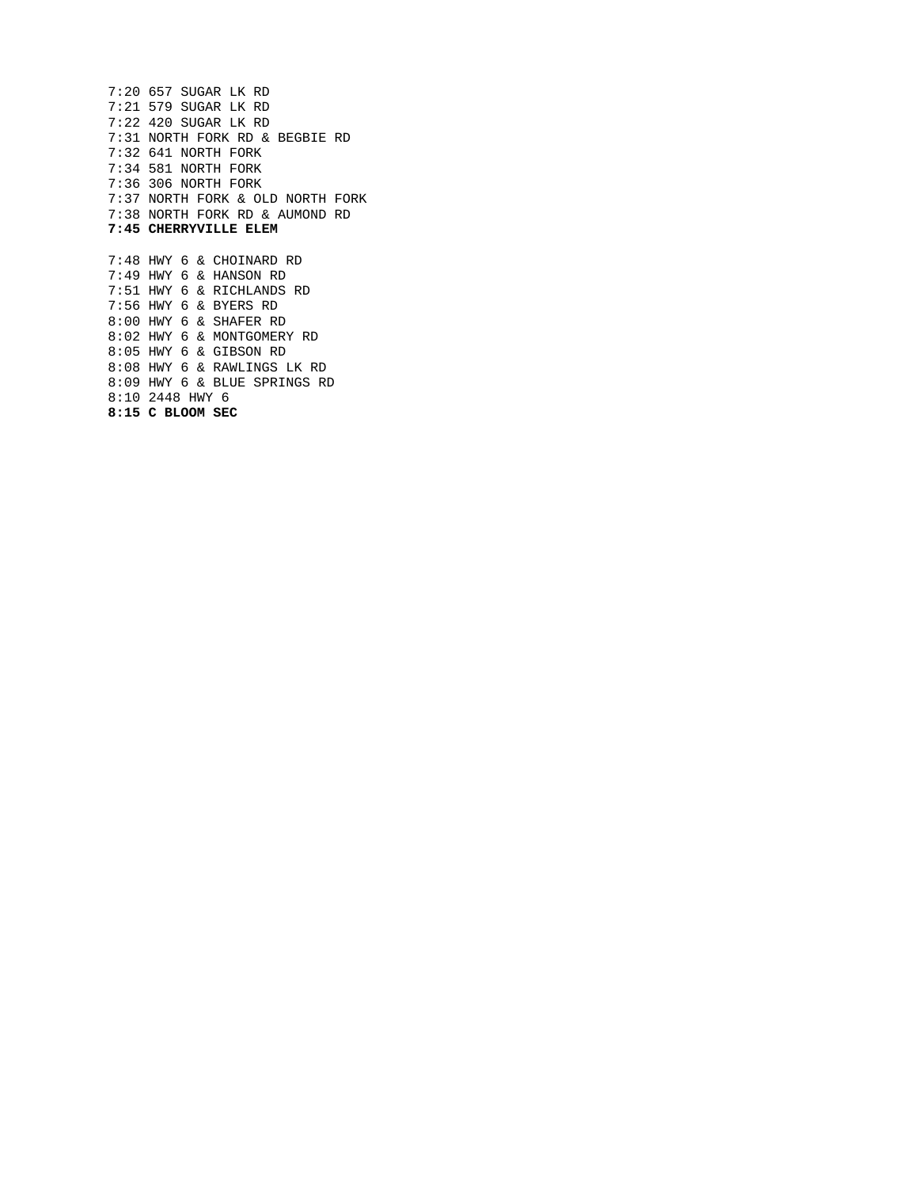7:20 657 SUGAR LK RD
7:21 579 SUGAR LK RD
7:22 420 SUGAR LK RD
7:31 NORTH FORK RD & BEGBIE RD
7:32 641 NORTH FORK
7:34 581 NORTH FORK
7:36 306 NORTH FORK
7:37 NORTH FORK & OLD NORTH FORK
7:38 NORTH FORK RD & AUMOND RD
**7:45 CHERRYVILLE ELEM**

7:48 HWY 6 & CHOINARD RD
7:49 HWY 6 & HANSON RD
7:51 HWY 6 & RICHLANDS RD
7:56 HWY 6 & BYERS RD
8:00 HWY 6 & SHAFER RD
8:02 HWY 6 & MONTGOMERY RD
8:05 HWY 6 & GIBSON RD
8:08 HWY 6 & RAWLINGS LK RD
8:09 HWY 6 & BLUE SPRINGS RD
8:10 2448 HWY 6
**8:15 C BLOOM SEC**